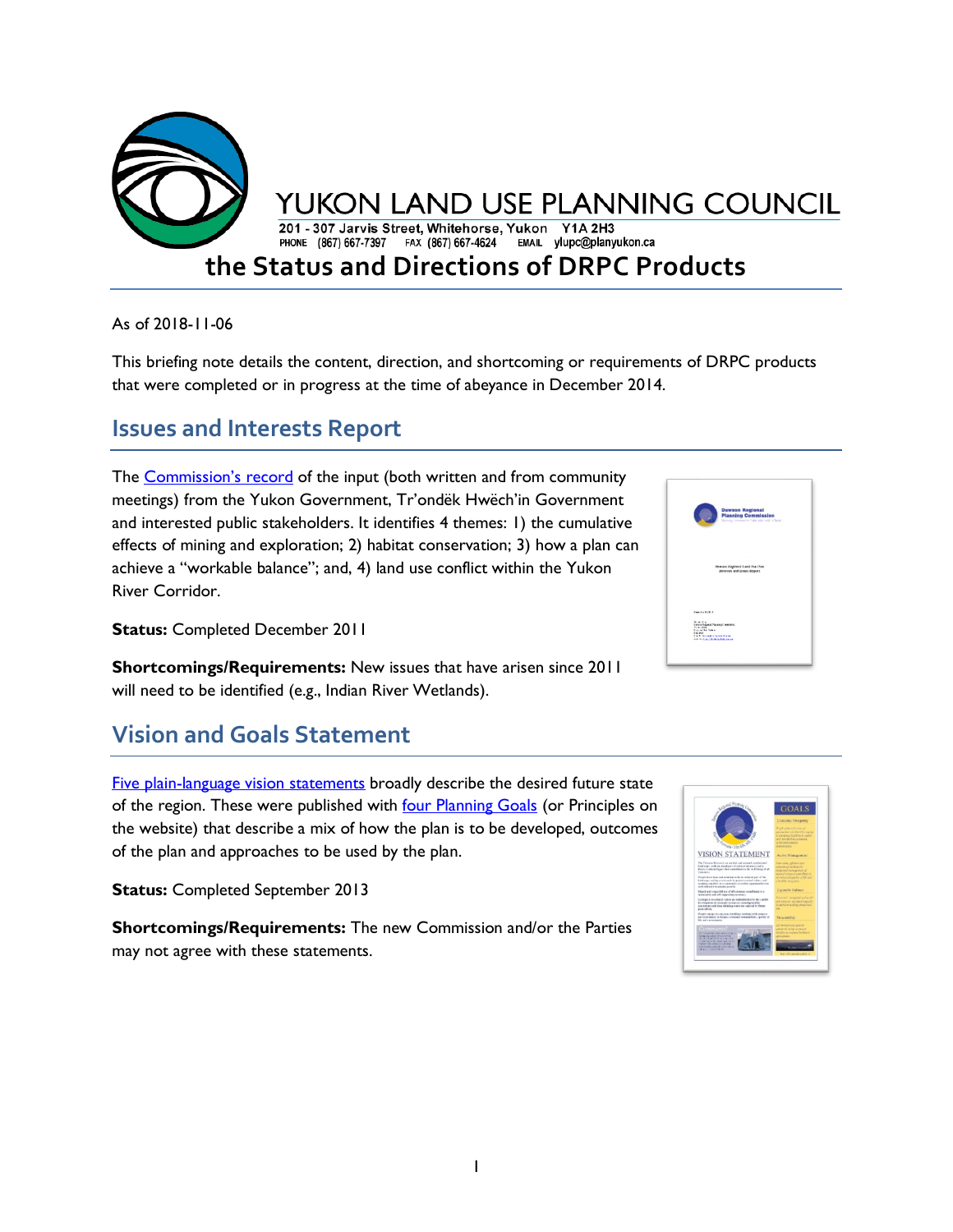YUKON LAND USE PLANNING COUNCIL

201 - 307 Jarvis Street, Whitehorse, Yukon Y1A 2H3
PHONE (867) 667-7397 FAX (867) 667-4624 EMAIL ylupc@planyukon.ca

# the Status and Directions of DRPC Products

As of 2018-11-06

This briefing note details the content, direction, and shortcoming or requirements of DRPC products that were completed or in progress at the time of abeyance in December 2014.

## Issues and Interests Report

The Commission's record of the input (both written and from community meetings) from the Yukon Government, Tr'ondëk Hwëch'in Government and interested public stakeholders. It identifies 4 themes: 1) the cumulative effects of mining and exploration; 2) habitat conservation; 3) how a plan can achieve a "workable balance"; and, 4) land use conflict within the Yukon River Corridor.

**Status:** Completed December 2011

**Shortcomings/Requirements:** New issues that have arisen since 2011 will need to be identified (e.g., Indian River Wetlands).

## Vision and Goals Statement

Five plain-language vision statements broadly describe the desired future state of the region. These were published with four Planning Goals (or Principles on the website) that describe a mix of how the plan is to be developed, outcomes of the plan and approaches to be used by the plan.

**Status:** Completed September 2013

**Shortcomings/Requirements:** The new Commission and/or the Parties may not agree with these statements.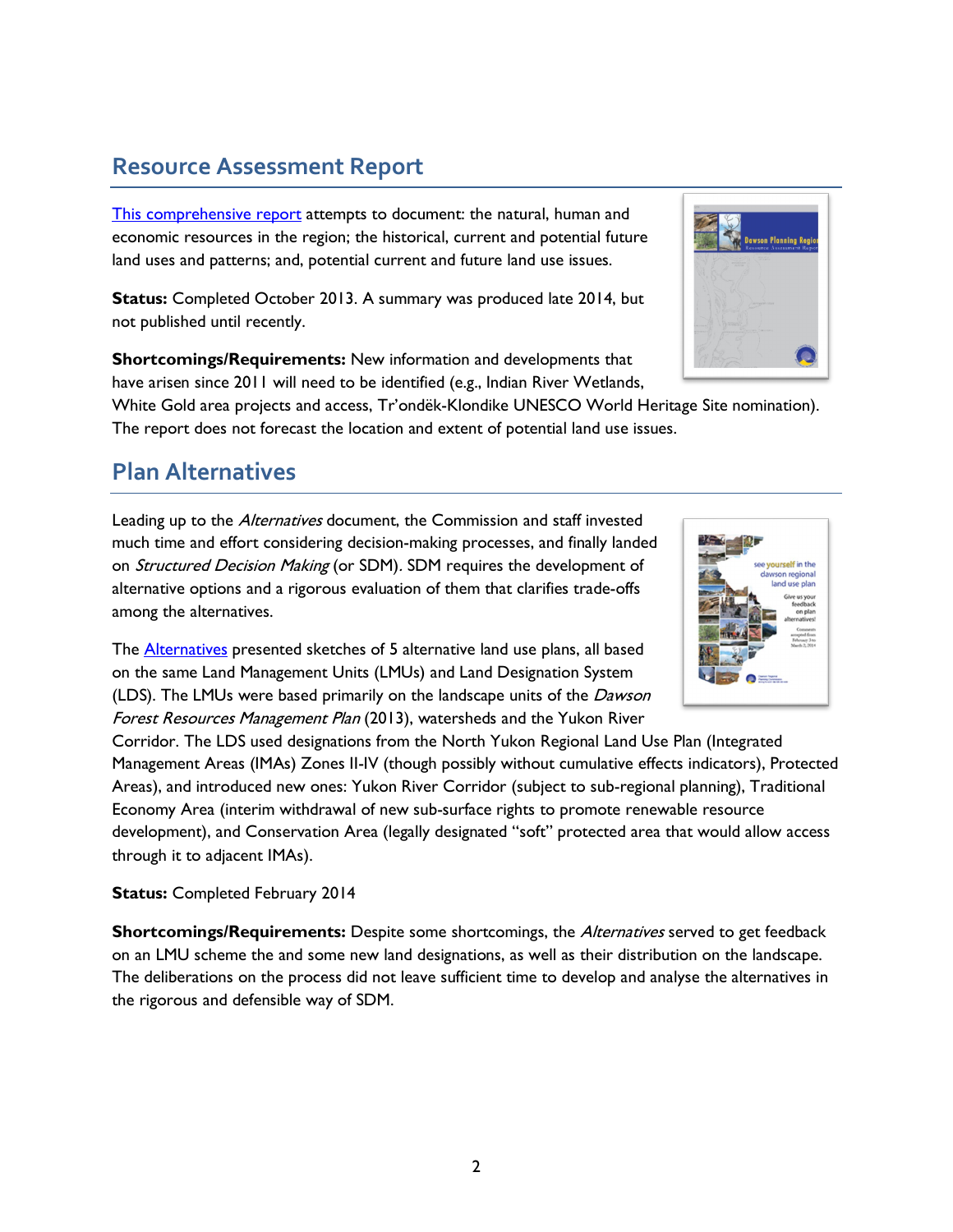## Resource Assessment Report

This comprehensive report attempts to document: the natural, human and economic resources in the region; the historical, current and potential future land uses and patterns; and, potential current and future land use issues.

**Status:** Completed October 2013. A summary was produced late 2014, but not published until recently.

**Shortcomings/Requirements:** New information and developments that have arisen since 2011 will need to be identified (e.g., Indian River Wetlands, White Gold area projects and access, Tr'ondëk-Klondike UNESCO World Heritage Site nomination). The report does not forecast the location and extent of potential land use issues.

## Plan Alternatives

Leading up to the *Alternatives* document, the Commission and staff invested much time and effort considering decision-making processes, and finally landed on *Structured Decision Making* (or SDM). SDM requires the development of alternative options and a rigorous evaluation of them that clarifies trade-offs among the alternatives.

The Alternatives presented sketches of 5 alternative land use plans, all based on the same Land Management Units (LMUs) and Land Designation System (LDS). The LMUs were based primarily on the landscape units of the *Dawson Forest Resources Management Plan* (2013), watersheds and the Yukon River Corridor. The LDS used designations from the North Yukon Regional Land Use Plan (Integrated Management Areas (IMAs) Zones II-IV (though possibly without cumulative effects indicators), Protected Areas), and introduced new ones: Yukon River Corridor (subject to sub-regional planning), Traditional Economy Area (interim withdrawal of new sub-surface rights to promote renewable resource development), and Conservation Area (legally designated "soft" protected area that would allow access through it to adjacent IMAs).

**Status:** Completed February 2014

**Shortcomings/Requirements:** Despite some shortcomings, the *Alternatives* served to get feedback on an LMU scheme the and some new land designations, as well as their distribution on the landscape. The deliberations on the process did not leave sufficient time to develop and analyse the alternatives in the rigorous and defensible way of SDM.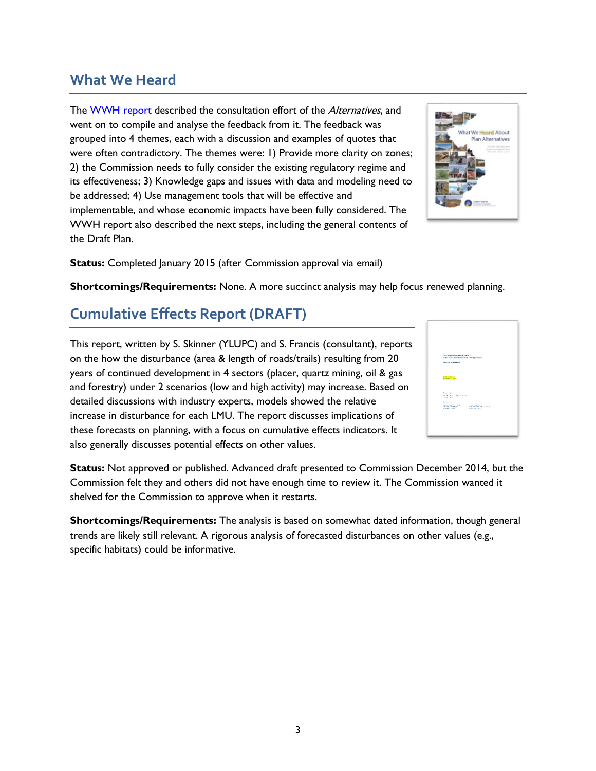## What We Heard

The [WWH report](WWH report) described the consultation effort of the *Alternatives*, and went on to compile and analyse the feedback from it. The feedback was grouped into 4 themes, each with a discussion and examples of quotes that were often contradictory. The themes were: 1) Provide more clarity on zones; 2) the Commission needs to fully consider the existing regulatory regime and its effectiveness; 3) Knowledge gaps and issues with data and modeling need to be addressed; 4) Use management tools that will be effective and implementable, and whose economic impacts have been fully considered. The WWH report also described the next steps, including the general contents of the Draft Plan.

**Status:** Completed January 2015 (after Commission approval via email)

**Shortcomings/Requirements:** None. A more succinct analysis may help focus renewed planning.

## Cumulative Effects Report (DRAFT)

This report, written by S. Skinner (YLUPC) and S. Francis (consultant), reports on the how the disturbance (area & length of roads/trails) resulting from 20 years of continued development in 4 sectors (placer, quartz mining, oil & gas and forestry) under 2 scenarios (low and high activity) may increase. Based on detailed discussions with industry experts, models showed the relative increase in disturbance for each LMU. The report discusses implications of these forecasts on planning, with a focus on cumulative effects indicators. It also generally discusses potential effects on other values.

**Status:** Not approved or published. Advanced draft presented to Commission December 2014, but the Commission felt they and others did not have enough time to review it. The Commission wanted it shelved for the Commission to approve when it restarts.

**Shortcomings/Requirements:** The analysis is based on somewhat dated information, though general trends are likely still relevant. A rigorous analysis of forecasted disturbances on other values (e.g., specific habitats) could be informative.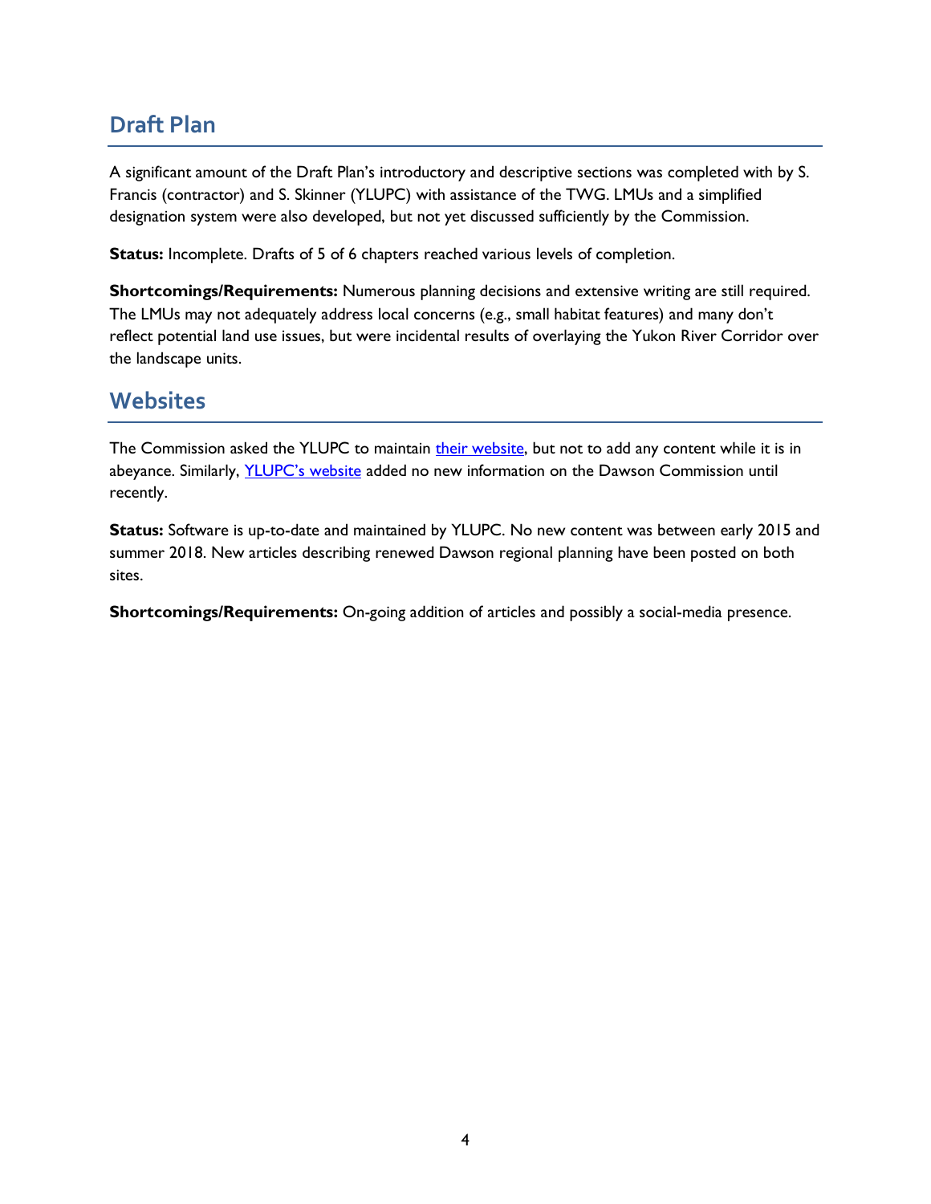## Draft Plan

A significant amount of the Draft Plan's introductory and descriptive sections was completed with by S. Francis (contractor) and S. Skinner (YLUPC) with assistance of the TWG. LMUs and a simplified designation system were also developed, but not yet discussed sufficiently by the Commission.

**Status:** Incomplete. Drafts of 5 of 6 chapters reached various levels of completion.

**Shortcomings/Requirements:** Numerous planning decisions and extensive writing are still required. The LMUs may not adequately address local concerns (e.g., small habitat features) and many don't reflect potential land use issues, but were incidental results of overlaying the Yukon River Corridor over the landscape units.

## Websites

The Commission asked the YLUPC to maintain their website, but not to add any content while it is in abeyance. Similarly, YLUPC's website added no new information on the Dawson Commission until recently.

**Status:** Software is up-to-date and maintained by YLUPC. No new content was between early 2015 and summer 2018. New articles describing renewed Dawson regional planning have been posted on both sites.

**Shortcomings/Requirements:** On-going addition of articles and possibly a social-media presence.